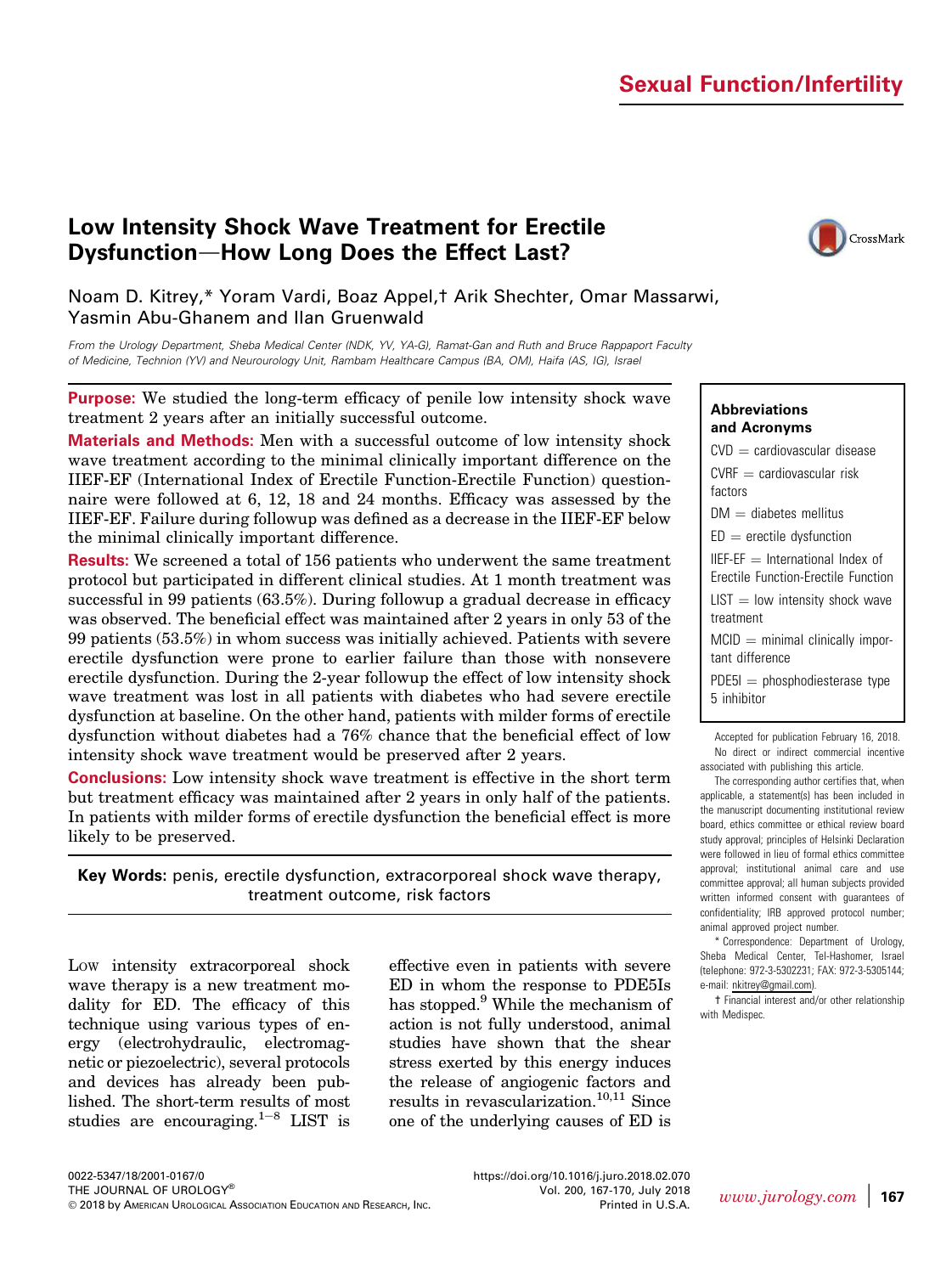Sexual Function/Infertility

# Low Intensity Shock Wave Treatment for Erectile Dysfunction—How Long Does the Effect Last?

Noam D. Kitrey,* Yoram Vardi, Boaz Appel,† Arik Shechter, Omar Massarwi, Yasmin Abu-Ghanem and Ilan Gruenwald

*From the Urology Department, Sheba Medical Center (NDK, YV, YA-G), Ramat-Gan and Ruth and Bruce Rappaport Faculty of Medicine, Technion (YV) and Neurourology Unit, Rambam Healthcare Campus (BA, OM), Haifa (AS, IG), Israel*

**Purpose:** We studied the long-term efficacy of penile low intensity shock wave treatment 2 years after an initially successful outcome.

**Materials and Methods:** Men with a successful outcome of low intensity shock wave treatment according to the minimal clinically important difference on the IIEF-EF (International Index of Erectile Function-Erectile Function) questionnaire were followed at 6, 12, 18 and 24 months. Efficacy was assessed by the IIEF-EF. Failure during followup was defined as a decrease in the IIEF-EF below the minimal clinically important difference.

**Results:** We screened a total of 156 patients who underwent the same treatment protocol but participated in different clinical studies. At 1 month treatment was successful in 99 patients (63.5%). During followup a gradual decrease in efficacy was observed. The beneficial effect was maintained after 2 years in only 53 of the 99 patients (53.5%) in whom success was initially achieved. Patients with severe erectile dysfunction were prone to earlier failure than those with nonsevere erectile dysfunction. During the 2-year followup the effect of low intensity shock wave treatment was lost in all patients with diabetes who had severe erectile dysfunction at baseline. On the other hand, patients with milder forms of erectile dysfunction without diabetes had a 76% chance that the beneficial effect of low intensity shock wave treatment would be preserved after 2 years.

**Conclusions:** Low intensity shock wave treatment is effective in the short term but treatment efficacy was maintained after 2 years in only half of the patients. In patients with milder forms of erectile dysfunction the beneficial effect is more likely to be preserved.

**Key Words:** penis, erectile dysfunction, extracorporeal shock wave therapy, treatment outcome, risk factors

**Abbreviations and Acronyms**

CVD = cardiovascular disease

CVRF = cardiovascular risk factors

DM = diabetes mellitus

ED = erectile dysfunction

IIEF-EF = International Index of Erectile Function-Erectile Function

LIST = low intensity shock wave treatment

MCID = minimal clinically important difference

PDE5I = phosphodiesterase type 5 inhibitor

Accepted for publication February 16, 2018.

No direct or indirect commercial incentive associated with publishing this article.

The corresponding author certifies that, when applicable, a statement(s) has been included in the manuscript documenting institutional review board, ethics committee or ethical review board study approval; principles of Helsinki Declaration were followed in lieu of formal ethics committee approval; institutional animal care and use committee approval; all human subjects provided written informed consent with guarantees of confidentiality; IRB approved protocol number; animal approved project number.

\* Correspondence: Department of Urology, Sheba Medical Center, Tel-Hashomer, Israel (telephone: 972-3-5302231; FAX: 972-3-5305144; e-mail: nkitrey@gmail.com).

† Financial interest and/or other relationship with Medispec.

Low intensity extracorporeal shock wave therapy is a new treatment modality for ED. The efficacy of this technique using various types of energy (electrohydraulic, electromagnetic or piezoelectric), several protocols and devices has already been published. The short-term results of most studies are encouraging.[1–8] LIST is effective even in patients with severe ED in whom the response to PDE5Is has stopped.[9] While the mechanism of action is not fully understood, animal studies have shown that the shear stress exerted by this energy induces the release of angiogenic factors and results in revascularization.[10,11] Since one of the underlying causes of ED is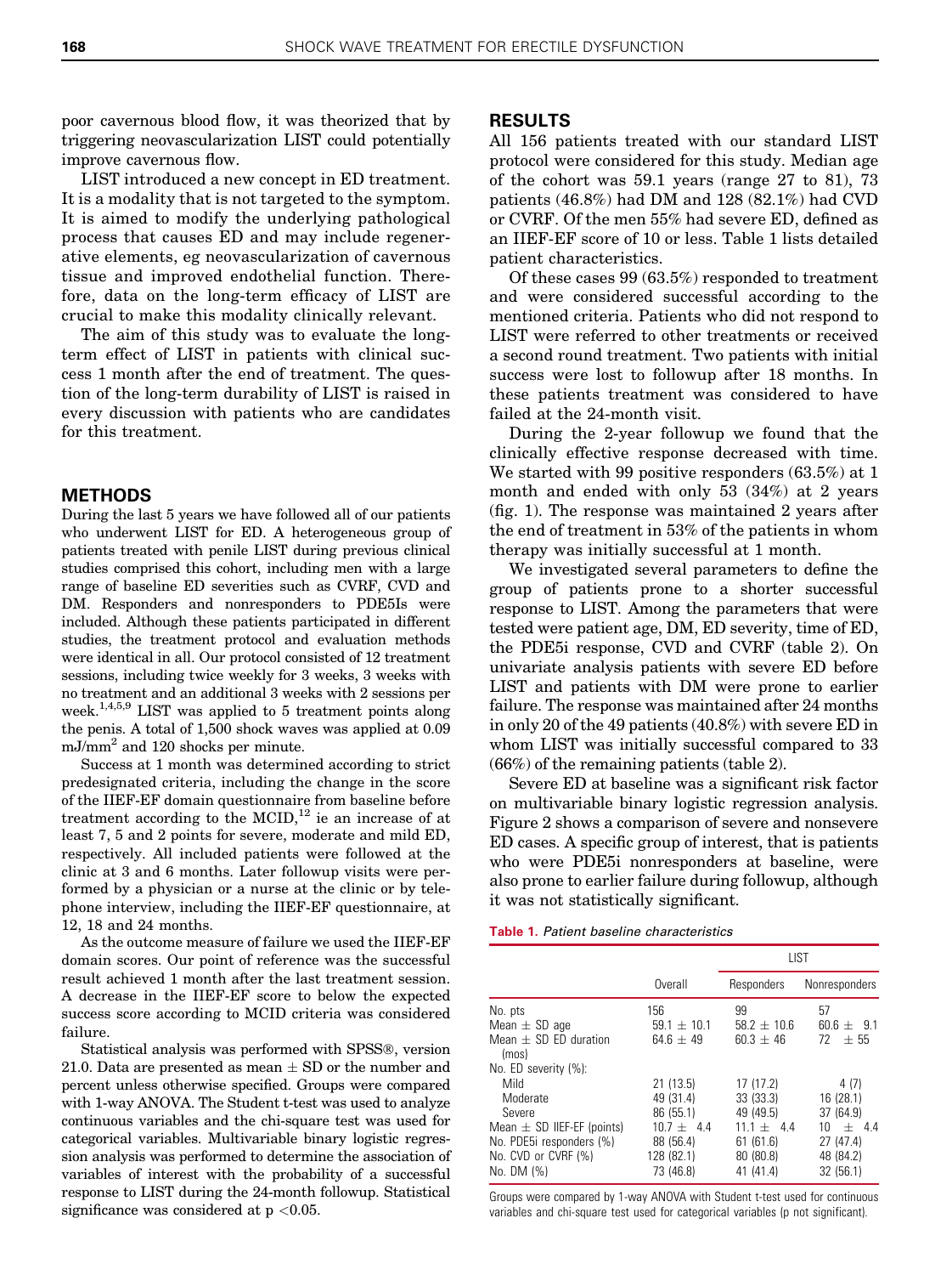poor cavernous blood flow, it was theorized that by triggering neovascularization LIST could potentially improve cavernous flow.

LIST introduced a new concept in ED treatment. It is a modality that is not targeted to the symptom. It is aimed to modify the underlying pathological process that causes ED and may include regenerative elements, eg neovascularization of cavernous tissue and improved endothelial function. Therefore, data on the long-term efficacy of LIST are crucial to make this modality clinically relevant.

The aim of this study was to evaluate the long-term effect of LIST in patients with clinical success 1 month after the end of treatment. The question of the long-term durability of LIST is raised in every discussion with patients who are candidates for this treatment.

## METHODS

During the last 5 years we have followed all of our patients who underwent LIST for ED. A heterogeneous group of patients treated with penile LIST during previous clinical studies comprised this cohort, including men with a large range of baseline ED severities such as CVRF, CVD and DM. Responders and nonresponders to PDE5Is were included. Although these patients participated in different studies, the treatment protocol and evaluation methods were identical in all. Our protocol consisted of 12 treatment sessions, including twice weekly for 3 weeks, 3 weeks with no treatment and an additional 3 weeks with 2 sessions per week.[1,4,5,9] LIST was applied to 5 treatment points along the penis. A total of 1,500 shock waves was applied at 0.09 $mJ/mm^2$ and 120 shocks per minute.

Success at 1 month was determined according to strict predesignated criteria, including the change in the score of the IIEF-EF domain questionnaire from baseline before treatment according to the MCID,[12] ie an increase of at least 7, 5 and 2 points for severe, moderate and mild ED, respectively. All included patients were followed at the clinic at 3 and 6 months. Later followup visits were performed by a physician or a nurse at the clinic or by telephone interview, including the IIEF-EF questionnaire, at 12, 18 and 24 months.

As the outcome measure of failure we used the IIEF-EF domain scores. Our point of reference was the successful result achieved 1 month after the last treatment session. A decrease in the IIEF-EF score to below the expected success score according to MCID criteria was considered failure.

Statistical analysis was performed with SPSS®, version 21.0. Data are presented as mean ± SD or the number and percent unless otherwise specified. Groups were compared with 1-way ANOVA. The Student t-test was used to analyze continuous variables and the chi-square test was used for categorical variables. Multivariable binary logistic regression analysis was performed to determine the association of variables of interest with the probability of a successful response to LIST during the 24-month followup. Statistical significance was considered at $p < 0.05$.

## RESULTS

All 156 patients treated with our standard LIST protocol were considered for this study. Median age of the cohort was 59.1 years (range 27 to 81), 73 patients (46.8%) had DM and 128 (82.1%) had CVD or CVRF. Of the men 55% had severe ED, defined as an IIEF-EF score of 10 or less. Table 1 lists detailed patient characteristics.

Of these cases 99 (63.5%) responded to treatment and were considered successful according to the mentioned criteria. Patients who did not respond to LIST were referred to other treatments or received a second round treatment. Two patients with initial success were lost to followup after 18 months. In these patients treatment was considered to have failed at the 24-month visit.

During the 2-year followup we found that the clinically effective response decreased with time. We started with 99 positive responders (63.5%) at 1 month and ended with only 53 (34%) at 2 years (fig. 1). The response was maintained 2 years after the end of treatment in 53% of the patients in whom therapy was initially successful at 1 month.

We investigated several parameters to define the group of patients prone to a shorter successful response to LIST. Among the parameters that were tested were patient age, DM, ED severity, time of ED, the PDE5i response, CVD and CVRF (table 2). On univariate analysis patients with severe ED before LIST and patients with DM were prone to earlier failure. The response was maintained after 24 months in only 20 of the 49 patients (40.8%) with severe ED in whom LIST was initially successful compared to 33 (66%) of the remaining patients (table 2).

Severe ED at baseline was a significant risk factor on multivariable binary logistic regression analysis. Figure 2 shows a comparison of severe and nonsevere ED cases. A specific group of interest, that is patients who were PDE5i nonresponders at baseline, were also prone to earlier failure during followup, although it was not statistically significant.

**Table 1.** *Patient baseline characteristics*

| | Overall | LIST | |
|---|---|---|---|
| | | Responders | Nonresponders |
| No. pts | 156 | 99 | 57 |
| Mean ± SD age | 59.1 ± 10.1 | 58.2 ± 10.6 | 60.6 ± 9.1 |
| Mean ± SD ED duration (mos) | 64.6 ± 49 | 60.3 ± 46 | 72 ± 55 |
| No. ED severity (%): | | | |
| Mild | 21 (13.5) | 17 (17.2) | 4 (7) |
| Moderate | 49 (31.4) | 33 (33.3) | 16 (28.1) |
| Severe | 86 (55.1) | 49 (49.5) | 37 (64.9) |
| Mean ± SD IIEF-EF (points) | 10.7 ± 4.4 | 11.1 ± 4.4 | 10 ± 4.4 |
| No. PDE5i responders (%) | 88 (56.4) | 61 (61.6) | 27 (47.4) |
| No. CVD or CVRF (%) | 128 (82.1) | 80 (80.8) | 48 (84.2) |
| No. DM (%) | 73 (46.8) | 41 (41.4) | 32 (56.1) |

Groups were compared by 1-way ANOVA with Student t-test used for continuous variables and chi-square test used for categorical variables (p not significant).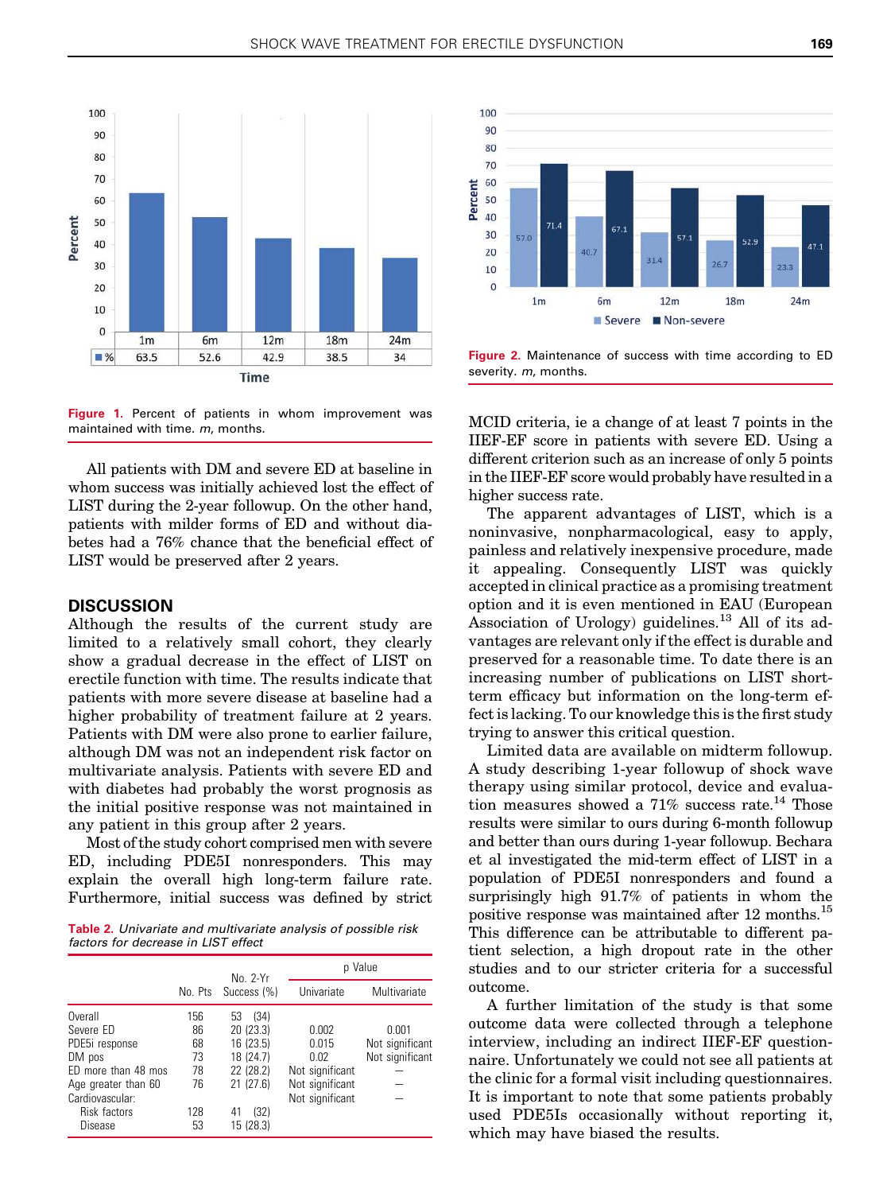Figure 1. Percent of patients in whom improvement was maintained with time. *m*, months.

Figure 2. Maintenance of success with time according to ED severity. *m*, months.

All patients with DM and severe ED at baseline in whom success was initially achieved lost the effect of LIST during the 2-year followup. On the other hand, patients with milder forms of ED and without diabetes had a 76% chance that the beneficial effect of LIST would be preserved after 2 years.

## DISCUSSION

Although the results of the current study are limited to a relatively small cohort, they clearly show a gradual decrease in the effect of LIST on erectile function with time. The results indicate that patients with more severe disease at baseline had a higher probability of treatment failure at 2 years. Patients with DM were also prone to earlier failure, although DM was not an independent risk factor on multivariate analysis. Patients with severe ED and with diabetes had probably the worst prognosis as the initial positive response was not maintained in any patient in this group after 2 years.

Most of the study cohort comprised men with severe ED, including PDE5I nonresponders. This may explain the overall high long-term failure rate. Furthermore, initial success was defined by strict MCID criteria, ie a change of at least 7 points in the IIEF-EF score in patients with severe ED. Using a different criterion such as an increase of only 5 points in the IIEF-EF score would probably have resulted in a higher success rate.

The apparent advantages of LIST, which is a noninvasive, nonpharmacological, easy to apply, painless and relatively inexpensive procedure, made it appealing. Consequently LIST was quickly accepted in clinical practice as a promising treatment option and it is even mentioned in EAU (European Association of Urology) guidelines.[13] All of its advantages are relevant only if the effect is durable and preserved for a reasonable time. To date there is an increasing number of publications on LIST short-term efficacy but information on the long-term effect is lacking. To our knowledge this is the first study trying to answer this critical question.

Limited data are available on midterm followup. A study describing 1-year followup of shock wave therapy using similar protocol, device and evaluation measures showed a 71% success rate.[14] Those results were similar to ours during 6-month followup and better than ours during 1-year followup. Bechara et al investigated the mid-term effect of LIST in a population of PDE5I nonresponders and found a surprisingly high 91.7% of patients in whom the positive response was maintained after 12 months.[15] This difference can be attributable to different patient selection, a high dropout rate in the other studies and to our stricter criteria for a successful outcome.

A further limitation of the study is that some outcome data were collected through a telephone interview, including an indirect IIEF-EF questionnaire. Unfortunately we could not see all patients at the clinic for a formal visit including questionnaires. It is important to note that some patients probably used PDE5Is occasionally without reporting it, which may have biased the results.

*Table 2. Univariate and multivariate analysis of possible risk factors for decrease in LIST effect*

| | No. Pts | No. 2-Yr Success (%) | p Value | |
|---|---|---|---|---|
| | | | Univariate | Multivariate |
| Overall | 156 | 53 (34) | | |
| Severe ED | 86 | 20 (23.3) | 0.002 | 0.001 |
| PDE5i response | 68 | 16 (23.5) | 0.015 | Not significant |
| DM pos | 73 | 18 (24.7) | 0.02 | Not significant |
| ED more than 48 mos | 78 | 22 (28.2) | Not significant | — |
| Age greater than 60 | 76 | 21 (27.6) | Not significant | — |
| Cardiovascular: | | | Not significant | — |
| Risk factors | 128 | 41 (32) | | |
| Disease | 53 | 15 (28.3) | | |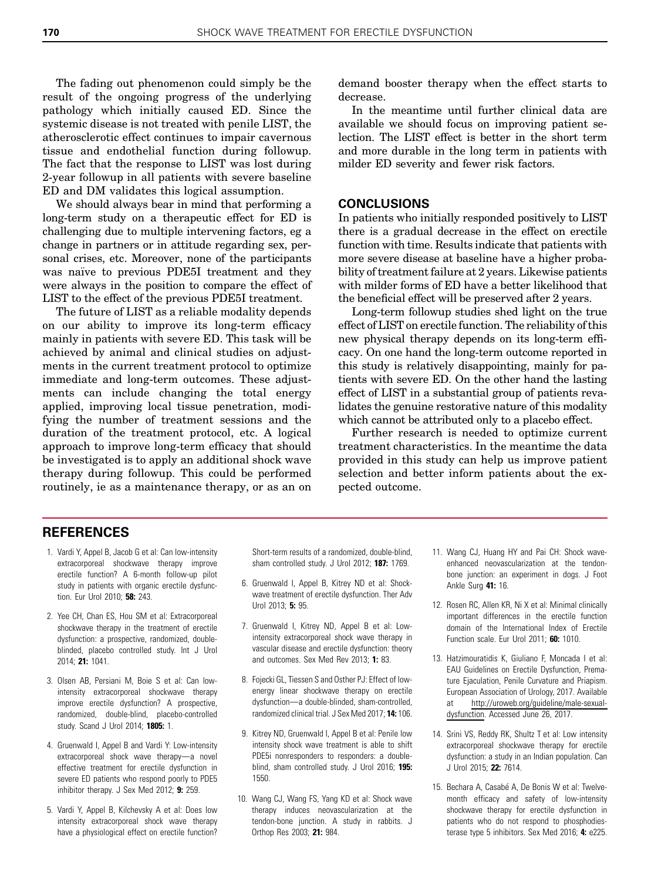The fading out phenomenon could simply be the result of the ongoing progress of the underlying pathology which initially caused ED. Since the systemic disease is not treated with penile LIST, the atherosclerotic effect continues to impair cavernous tissue and endothelial function during followup. The fact that the response to LIST was lost during 2-year followup in all patients with severe baseline ED and DM validates this logical assumption.

We should always bear in mind that performing a long-term study on a therapeutic effect for ED is challenging due to multiple intervening factors, eg a change in partners or in attitude regarding sex, personal crises, etc. Moreover, none of the participants was naïve to previous PDE5I treatment and they were always in the position to compare the effect of LIST to the effect of the previous PDE5I treatment.

The future of LIST as a reliable modality depends on our ability to improve its long-term efficacy mainly in patients with severe ED. This task will be achieved by animal and clinical studies on adjustments in the current treatment protocol to optimize immediate and long-term outcomes. These adjustments can include changing the total energy applied, improving local tissue penetration, modifying the number of treatment sessions and the duration of the treatment protocol, etc. A logical approach to improve long-term efficacy that should be investigated is to apply an additional shock wave therapy during followup. This could be performed routinely, ie as a maintenance therapy, or as an on demand booster therapy when the effect starts to decrease.

In the meantime until further clinical data are available we should focus on improving patient selection. The LIST effect is better in the short term and more durable in the long term in patients with milder ED severity and fewer risk factors.

## CONCLUSIONS

In patients who initially responded positively to LIST there is a gradual decrease in the effect on erectile function with time. Results indicate that patients with more severe disease at baseline have a higher probability of treatment failure at 2 years. Likewise patients with milder forms of ED have a better likelihood that the beneficial effect will be preserved after 2 years.

Long-term followup studies shed light on the true effect of LIST on erectile function. The reliability of this new physical therapy depends on its long-term efficacy. On one hand the long-term outcome reported in this study is relatively disappointing, mainly for patients with severe ED. On the other hand the lasting effect of LIST in a substantial group of patients revalidates the genuine restorative nature of this modality which cannot be attributed only to a placebo effect.

Further research is needed to optimize current treatment characteristics. In the meantime the data provided in this study can help us improve patient selection and better inform patients about the expected outcome.

## REFERENCES

1. Vardi Y, Appel B, Jacob G et al: Can low-intensity extracorporeal shockwave therapy improve erectile function? A 6-month follow-up pilot study in patients with organic erectile dysfunction. Eur Urol 2010; **58:** 243.
2. Yee CH, Chan ES, Hou SM et al: Extracorporeal shockwave therapy in the treatment of erectile dysfunction: a prospective, randomized, double-blinded, placebo controlled study. Int J Urol 2014; **21:** 1041.
3. Olsen AB, Persiani M, Boie S et al: Can low-intensity extracorporeal shockwave therapy improve erectile dysfunction? A prospective, randomized, double-blind, placebo-controlled study. Scand J Urol 2014; **1805:** 1.
4. Gruenwald I, Appel B and Vardi Y: Low-intensity extracorporeal shock wave therapy—a novel effective treatment for erectile dysfunction in severe ED patients who respond poorly to PDE5 inhibitor therapy. J Sex Med 2012; **9:** 259.
5. Vardi Y, Appel B, Kilchevsky A et al: Does low intensity extracorporeal shock wave therapy have a physiological effect on erectile function? Short-term results of a randomized, double-blind, sham controlled study. J Urol 2012; **187:** 1769.
6. Gruenwald I, Appel B, Kitrey ND et al: Shockwave treatment of erectile dysfunction. Ther Adv Urol 2013; **5:** 95.
7. Gruenwald I, Kitrey ND, Appel B et al: Low-intensity extracorporeal shock wave therapy in vascular disease and erectile dysfunction: theory and outcomes. Sex Med Rev 2013; **1:** 83.
8. Fojecki GL, Tiessen S and Osther PJ: Effect of low-energy linear shockwave therapy on erectile dysfunction—a double-blinded, sham-controlled, randomized clinical trial. J Sex Med 2017; **14:** 106.
9. Kitrey ND, Gruenwald I, Appel B et al: Penile low intensity shock wave treatment is able to shift PDE5i nonresponders to responders: a double-blind, sham controlled study. J Urol 2016; **195:** 1550.
10. Wang CJ, Wang FS, Yang KD et al: Shock wave therapy induces neovascularization at the tendon-bone junction. A study in rabbits. J Orthop Res 2003; **21:** 984.
11. Wang CJ, Huang HY and Pai CH: Shock wave-enhanced neovascularization at the tendon-bone junction: an experiment in dogs. J Foot Ankle Surg **41:** 16.
12. Rosen RC, Allen KR, Ni X et al: Minimal clinically important differences in the erectile function domain of the International Index of Erectile Function scale. Eur Urol 2011; **60:** 1010.
13. Hatzimouratidis K, Giuliano F, Moncada I et al: EAU Guidelines on Erectile Dysfunction, Premature Ejaculation, Penile Curvature and Priapism. European Association of Urology, 2017. Available at http://uroweb.org/guideline/male-sexual-dysfunction. Accessed June 26, 2017.
14. Srini VS, Reddy RK, Shultz T et al: Low intensity extracorporeal shockwave therapy for erectile dysfunction: a study in an Indian population. Can J Urol 2015; **22:** 7614.
15. Bechara A, Casabé A, De Bonis W et al: Twelve-month efficacy and safety of low-intensity shockwave therapy for erectile dysfunction in patients who do not respond to phosphodiesterase type 5 inhibitors. Sex Med 2016; **4:** e225.